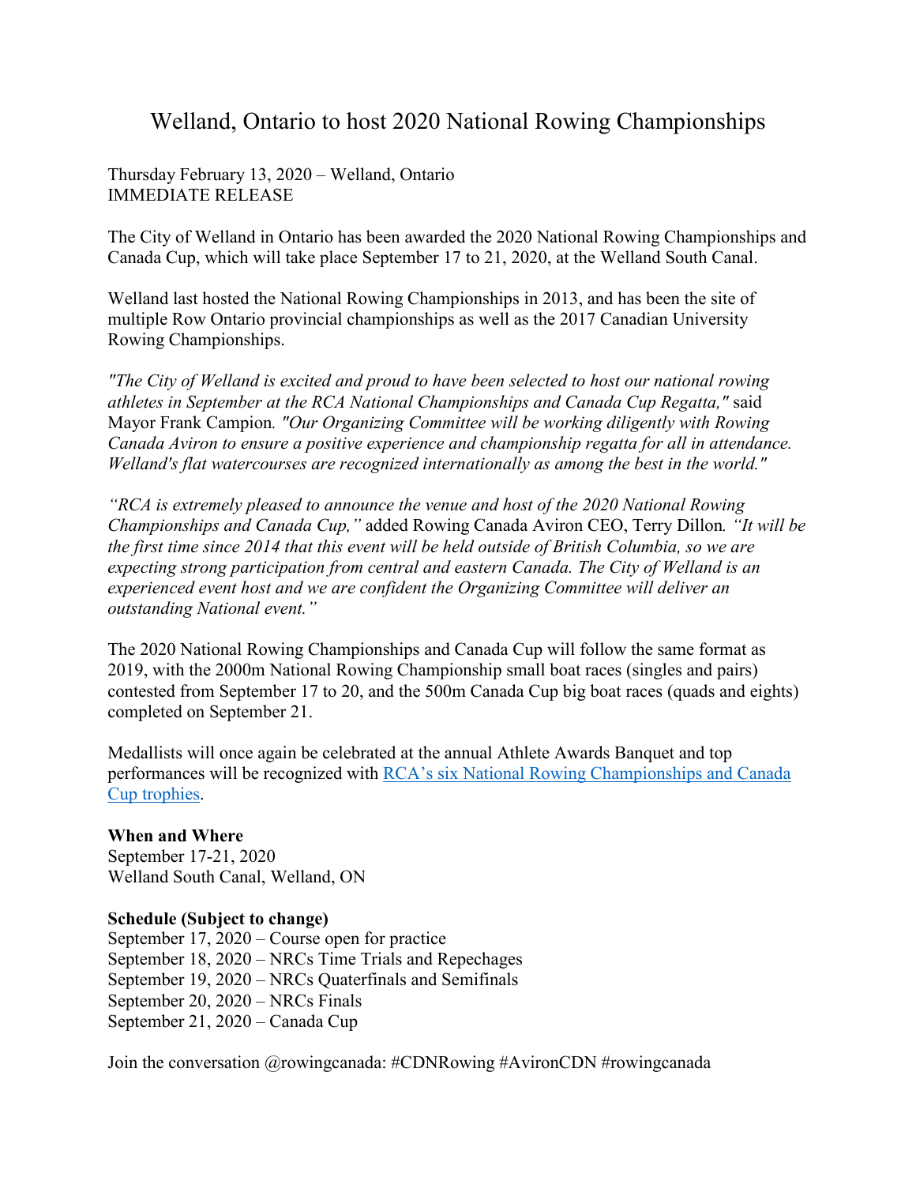# Welland, Ontario to host 2020 National Rowing Championships

Thursday February 13, 2020 – Welland, Ontario
IMMEDIATE RELEASE

The City of Welland in Ontario has been awarded the 2020 National Rowing Championships and Canada Cup, which will take place September 17 to 21, 2020, at the Welland South Canal.

Welland last hosted the National Rowing Championships in 2013, and has been the site of multiple Row Ontario provincial championships as well as the 2017 Canadian University Rowing Championships.

*"The City of Welland is excited and proud to have been selected to host our national rowing athletes in September at the RCA National Championships and Canada Cup Regatta,"* said Mayor Frank Campion*. "Our Organizing Committee will be working diligently with Rowing Canada Aviron to ensure a positive experience and championship regatta for all in attendance. Welland's flat watercourses are recognized internationally as among the best in the world."*

*"RCA is extremely pleased to announce the venue and host of the 2020 National Rowing Championships and Canada Cup,"* added Rowing Canada Aviron CEO, Terry Dillon*. "It will be the first time since 2014 that this event will be held outside of British Columbia, so we are expecting strong participation from central and eastern Canada. The City of Welland is an experienced event host and we are confident the Organizing Committee will deliver an outstanding National event."*

The 2020 National Rowing Championships and Canada Cup will follow the same format as 2019, with the 2000m National Rowing Championship small boat races (singles and pairs) contested from September 17 to 20, and the 500m Canada Cup big boat races (quads and eights) completed on September 21.

Medallists will once again be celebrated at the annual Athlete Awards Banquet and top performances will be recognized with RCA's six National Rowing Championships and Canada Cup trophies.

**When and Where**
September 17-21, 2020
Welland South Canal, Welland, ON

**Schedule (Subject to change)**
September 17, 2020 – Course open for practice
September 18, 2020 – NRCs Time Trials and Repechages
September 19, 2020 – NRCs Quaterfinals and Semifinals
September 20, 2020 – NRCs Finals
September 21, 2020 – Canada Cup

Join the conversation @rowingcanada: #CDNRowing #AvironCDN #rowingcanada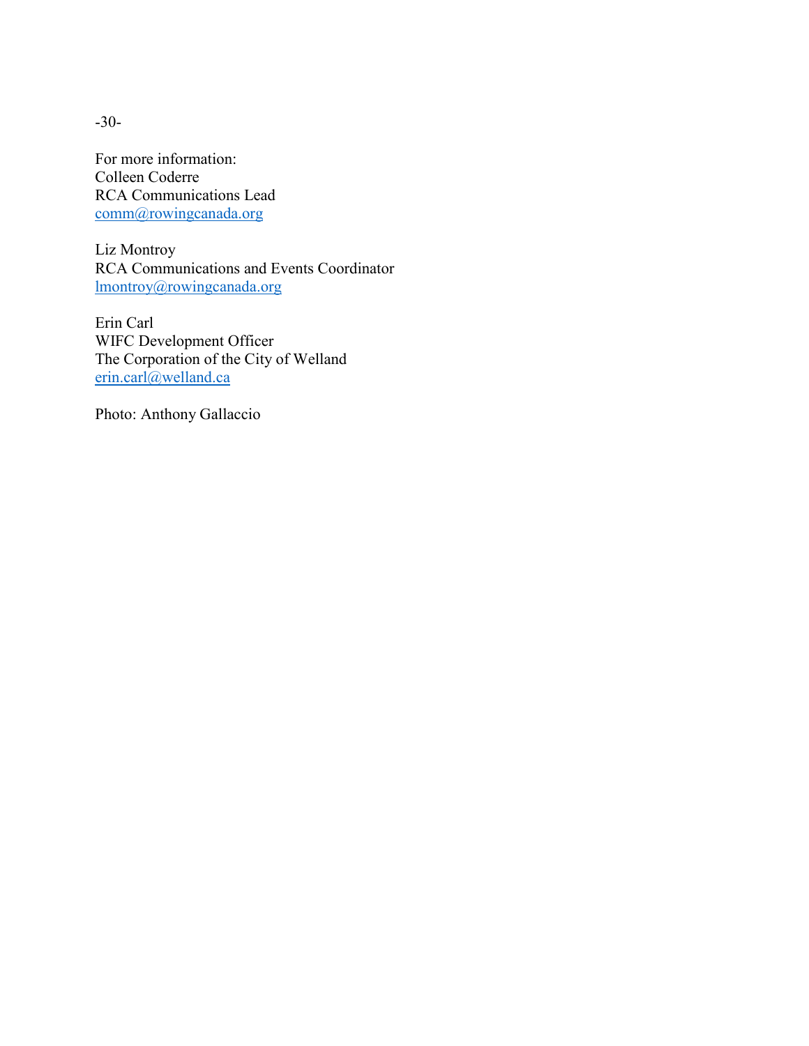-30-

For more information:
Colleen Coderre
RCA Communications Lead
comm@rowingcanada.org

Liz Montroy
RCA Communications and Events Coordinator
lmontroy@rowingcanada.org

Erin Carl
WIFC Development Officer
The Corporation of the City of Welland
erin.carl@welland.ca

Photo: Anthony Gallaccio